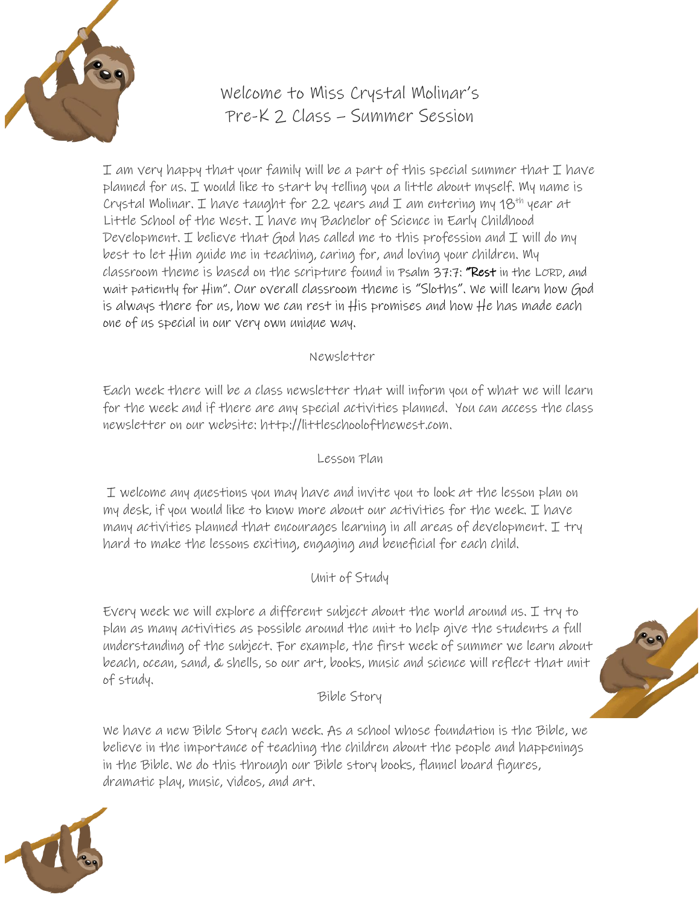# Welcome to Miss Crystal Molinar's Pre-K 2 Class – Summer Session

I am very happy that your family will be a part of this special summer that I have planned for us. I would like to start by telling you a little about myself. My name is Crystal Molinar. I have taught for 22 years and I am entering my 18th year at Little School of the West. I have my Bachelor of Science in Early Childhood Development. I believe that God has called me to this profession and I will do my best to let Him guide me in teaching, caring for, and loving your children. My classroom theme is based on the scripture found in Psalm 37:7: "Rest in the LORD, and wait patiently for Him". Our overall classroom theme is "Sloths". We will learn how God is always there for us, how we can rest in His promises and how He has made each one of us special in our very own unique way.

## Newsletter

Each week there will be a class newsletter that will inform you of what we will learn for the week and if there are any special activities planned. You can access the class newsletter on our website: http://littleschoolofthewest.com.

## Lesson Plan

I welcome any questions you may have and invite you to look at the lesson plan on my desk, if you would like to know more about our activities for the week. I have many activities planned that encourages learning in all areas of development. I try hard to make the lessons exciting, engaging and beneficial for each child.

## Unit of Study

Every week we will explore a different subject about the world around us. I try to plan as many activities as possible around the unit to help give the students a full understanding of the subject. For example, the first week of summer we learn about beach, ocean, sand, & shells, so our art, books, music and science will reflect that unit of study.

## Bible Story

We have a new Bible Story each week. As a school whose foundation is the Bible, we believe in the importance of teaching the children about the people and happenings in the Bible. We do this through our Bible story books, flannel board figures, dramatic play, music, videos, and art.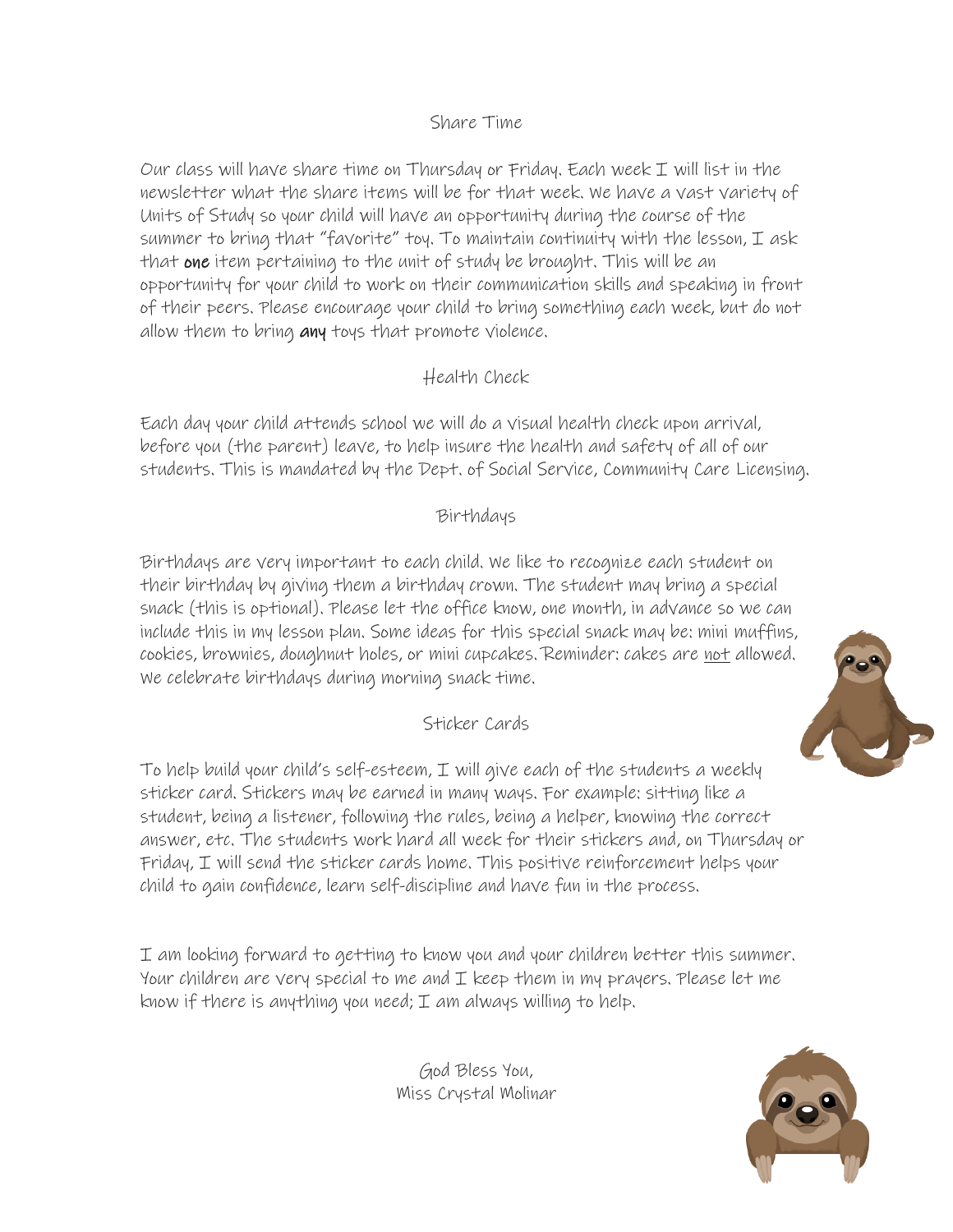## Share Time

Our class will have share time on Thursday or Friday. Each week I will list in the newsletter what the share items will be for that week. We have a vast variety of Units of Study so your child will have an opportunity during the course of the summer to bring that "favorite" toy. To maintain continuity with the lesson, I ask that **one** item pertaining to the unit of study be brought. This will be an opportunity for your child to work on their communication skills and speaking in front of their peers. Please encourage your child to bring something each week, but do not allow them to bring **any** toys that promote violence.

## Health Check

Each day your child attends school we will do a visual health check upon arrival, before you (the parent) leave, to help insure the health and safety of all of our students. This is mandated by the Dept. of Social Service, Community Care Licensing.

## Birthdays

Birthdays are very important to each child. We like to recognize each student on their birthday by giving them a birthday crown. The student may bring a special snack (this is optional). Please let the office know, one month, in advance so we can include this in my lesson plan. Some ideas for this special snack may be: mini muffins, cookies, brownies, doughnut holes, or mini cupcakes. Reminder: cakes are <u>not</u> allowed. We celebrate birthdays during morning snack time.

## Sticker Cards

To help build your child's self-esteem, I will give each of the students a weekly sticker card. Stickers may be earned in many ways. For example: sitting like a student, being a listener, following the rules, being a helper, knowing the correct answer, etc. The students work hard all week for their stickers and, on Thursday or Friday, I will send the sticker cards home. This positive reinforcement helps your child to gain confidence, learn self-discipline and have fun in the process.

I am looking forward to getting to know you and your children better this summer. Your children are very special to me and I keep them in my prayers. Please let me know if there is anything you need; I am always willing to help.

God Bless You,
Miss Crystal Molinar